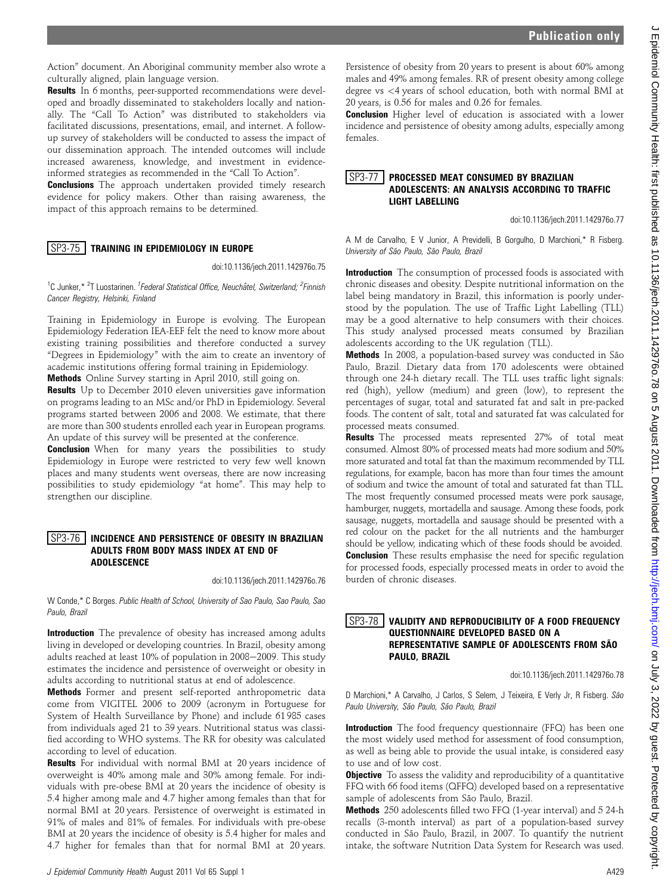Action" document. An Aboriginal community member also wrote a culturally aligned, plain language version.

**Results** In 6 months, peer-supported recommendations were developed and broadly disseminated to stakeholders locally and nationally. The "Call To Action" was distributed to stakeholders via facilitated discussions, presentations, email, and internet. A follow-up survey of stakeholders will be conducted to assess the impact of our dissemination approach. The intended outcomes will include increased awareness, knowledge, and investment in evidence-informed strategies as recommended in the "Call To Action".

**Conclusions** The approach undertaken provided timely research evidence for policy makers. Other than raising awareness, the impact of this approach remains to be determined.

## SP3-75 TRAINING IN EPIDEMIOLOGY IN EUROPE

doi:10.1136/jech.2011.142976o.75

[1]C Junker,* [2]T Luostarinen. [1]Federal Statistical Office, Neuchâtel, Switzerland; [2]Finnish Cancer Registry, Helsinki, Finland

Training in Epidemiology in Europe is evolving. The European Epidemiology Federation IEA-EEF felt the need to know more about existing training possibilities and therefore conducted a survey "Degrees in Epidemiology" with the aim to create an inventory of academic institutions offering formal training in Epidemiology.

**Methods** Online Survey starting in April 2010, still going on.

**Results** Up to December 2010 eleven universities gave information on programs leading to an MSc and/or PhD in Epidemiology. Several programs started between 2006 and 2008. We estimate, that there are more than 300 students enrolled each year in European programs. An update of this survey will be presented at the conference.

**Conclusion** When for many years the possibilities to study Epidemiology in Europe were restricted to very few well known places and many students went overseas, there are now increasing possibilities to study epidemiology "at home". This may help to strengthen our discipline.

## SP3-76 INCIDENCE AND PERSISTENCE OF OBESITY IN BRAZILIAN ADULTS FROM BODY MASS INDEX AT END OF ADOLESCENCE

doi:10.1136/jech.2011.142976o.76

W Conde,* C Borges. Public Health of School, University of Sao Paulo, Sao Paulo, Sao Paulo, Brazil

**Introduction** The prevalence of obesity has increased among adults living in developed or developing countries. In Brazil, obesity among adults reached at least 10% of population in 2008–2009. This study estimates the incidence and persistence of overweight or obesity in adults according to nutritional status at end of adolescence.

**Methods** Former and present self-reported anthropometric data come from VIGITEL 2006 to 2009 (acronym in Portuguese for System of Health Surveillance by Phone) and include 61 985 cases from individuals aged 21 to 39 years. Nutritional status was classified according to WHO systems. The RR for obesity was calculated according to level of education.

**Results** For individual with normal BMI at 20 years incidence of overweight is 40% among male and 30% among female. For individuals with pre-obese BMI at 20 years the incidence of obesity is 5.4 higher among male and 4.7 higher among females than that for normal BMI at 20 years. Persistence of overweight is estimated in 91% of males and 81% of females. For individuals with pre-obese BMI at 20 years the incidence of obesity is 5.4 higher for males and 4.7 higher for females than that for normal BMI at 20 years. Persistence of obesity from 20 years to present is about 60% among males and 49% among females. RR of present obesity among college degree vs <4 years of school education, both with normal BMI at 20 years, is 0.56 for males and 0.26 for females.

**Conclusion** Higher level of education is associated with a lower incidence and persistence of obesity among adults, especially among females.

## SP3-77 PROCESSED MEAT CONSUMED BY BRAZILIAN ADOLESCENTS: AN ANALYSIS ACCORDING TO TRAFFIC LIGHT LABELLING

doi:10.1136/jech.2011.142976o.77

A M de Carvalho, E V Junior, A Previdelli, B Gorgulho, D Marchioni,* R Fisberg. University of São Paulo, São Paulo, Brazil

**Introduction** The consumption of processed foods is associated with chronic diseases and obesity. Despite nutritional information on the label being mandatory in Brazil, this information is poorly understood by the population. The use of Traffic Light Labelling (TLL) may be a good alternative to help consumers with their choices. This study analysed processed meats consumed by Brazilian adolescents according to the UK regulation (TLL).

**Methods** In 2008, a population-based survey was conducted in São Paulo, Brazil. Dietary data from 170 adolescents were obtained through one 24-h dietary recall. The TLL uses traffic light signals: red (high), yellow (medium) and green (low), to represent the percentages of sugar, total and saturated fat and salt in pre-packed foods. The content of salt, total and saturated fat was calculated for processed meats consumed.

**Results** The processed meats represented 27% of total meat consumed. Almost 80% of processed meats had more sodium and 50% more saturated and total fat than the maximum recommended by TLL regulations, for example, bacon has more than four times the amount of sodium and twice the amount of total and saturated fat than TLL. The most frequently consumed processed meats were pork sausage, hamburger, nuggets, mortadella and sausage. Among these foods, pork sausage, nuggets, mortadella and sausage should be presented with a red colour on the packet for the all nutrients and the hamburger should be yellow, indicating which of these foods should be avoided.

**Conclusion** These results emphasise the need for specific regulation for processed foods, especially processed meats in order to avoid the burden of chronic diseases.

## SP3-78 VALIDITY AND REPRODUCIBILITY OF A FOOD FREQUENCY QUESTIONNAIRE DEVELOPED BASED ON A REPRESENTATIVE SAMPLE OF ADOLESCENTS FROM SÃO PAULO, BRAZIL

doi:10.1136/jech.2011.142976o.78

D Marchioni,* A Carvalho, J Carlos, S Selem, J Teixeira, E Verly Jr, R Fisberg. São Paulo University, São Paulo, São Paulo, Brazil

**Introduction** The food frequency questionnaire (FFQ) has been one the most widely used method for assessment of food consumption, as well as being able to provide the usual intake, is considered easy to use and of low cost.

**Objective** To assess the validity and reproducibility of a quantitative FFQ with 66 food items (QFFQ) developed based on a representative sample of adolescents from São Paulo, Brazil.

**Methods** 250 adolescents filled two FFQ (1-year interval) and 5 24-h recalls (3-month interval) as part of a population-based survey conducted in São Paulo, Brazil, in 2007. To quantify the nutrient intake, the software Nutrition Data System for Research was used.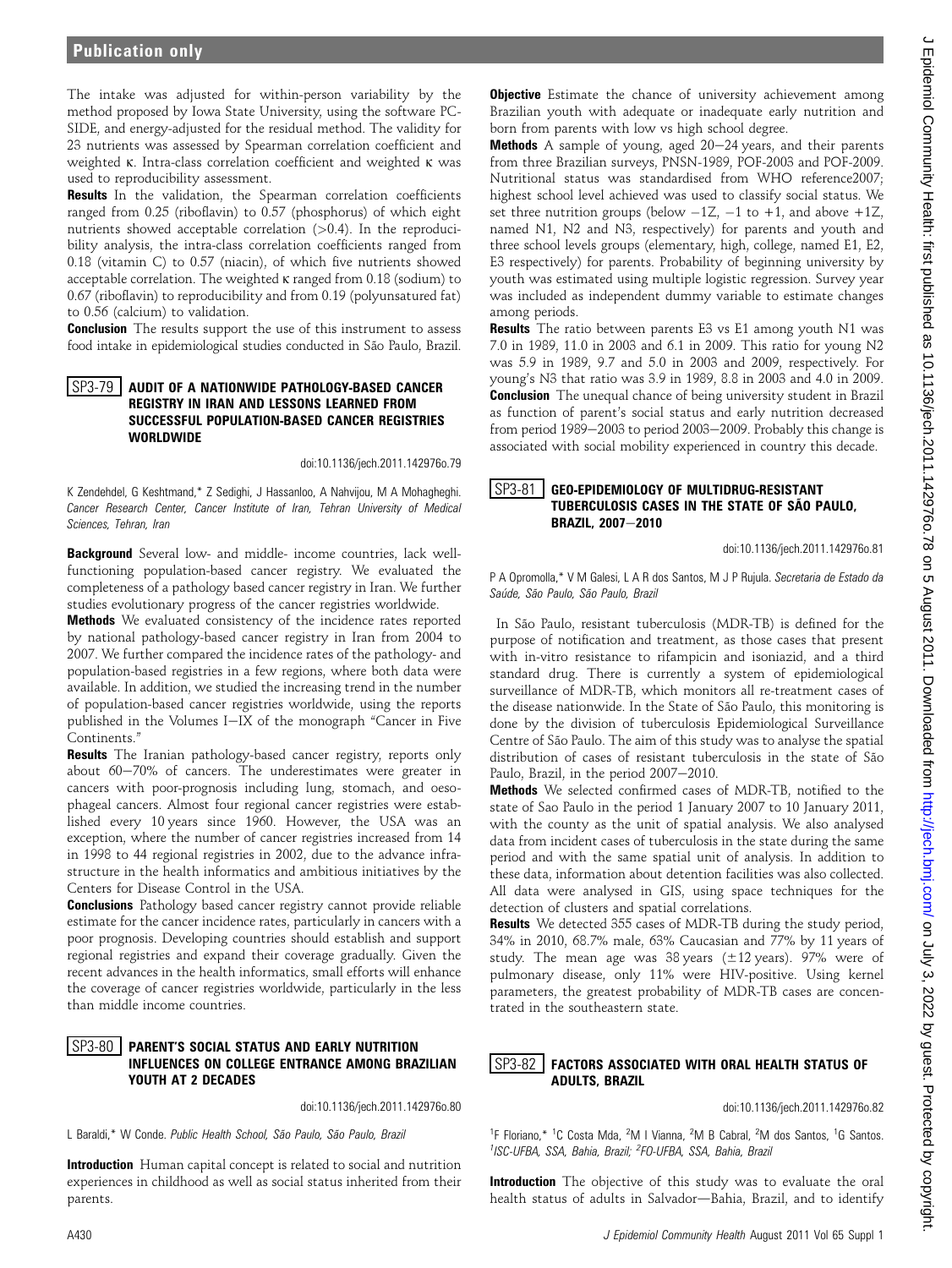The intake was adjusted for within-person variability by the method proposed by Iowa State University, using the software PC-SIDE, and energy-adjusted for the residual method. The validity for 23 nutrients was assessed by Spearman correlation coefficient and weighted κ. Intra-class correlation coefficient and weighted κ was used to reproducibility assessment.

**Results** In the validation, the Spearman correlation coefficients ranged from 0.25 (riboflavin) to 0.57 (phosphorus) of which eight nutrients showed acceptable correlation (>0.4). In the reproducibility analysis, the intra-class correlation coefficients ranged from 0.18 (vitamin C) to 0.57 (niacin), of which five nutrients showed acceptable correlation. The weighted κ ranged from 0.18 (sodium) to 0.67 (riboflavin) to reproducibility and from 0.19 (polyunsatured fat) to 0.56 (calcium) to validation.

**Conclusion** The results support the use of this instrument to assess food intake in epidemiological studies conducted in São Paulo, Brazil.

## SP3-79 AUDIT OF A NATIONWIDE PATHOLOGY-BASED CANCER REGISTRY IN IRAN AND LESSONS LEARNED FROM SUCCESSFUL POPULATION-BASED CANCER REGISTRIES WORLDWIDE

doi:10.1136/jech.2011.142976o.79

K Zendehdel, G Keshtmand,* Z Sedighi, J Hassanloo, A Nahvijou, M A Mohagheghi. *Cancer Research Center, Cancer Institute of Iran, Tehran University of Medical Sciences, Tehran, Iran*

**Background** Several low- and middle- income countries, lack well-functioning population-based cancer registry. We evaluated the completeness of a pathology based cancer registry in Iran. We further studies evolutionary progress of the cancer registries worldwide.

**Methods** We evaluated consistency of the incidence rates reported by national pathology-based cancer registry in Iran from 2004 to 2007. We further compared the incidence rates of the pathology- and population-based registries in a few regions, where both data were available. In addition, we studied the increasing trend in the number of population-based cancer registries worldwide, using the reports published in the Volumes I–IX of the monograph "Cancer in Five Continents."

**Results** The Iranian pathology-based cancer registry, reports only about 60–70% of cancers. The underestimates were greater in cancers with poor-prognosis including lung, stomach, and oesophageal cancers. Almost four regional cancer registries were established every 10 years since 1960. However, the USA was an exception, where the number of cancer registries increased from 14 in 1998 to 44 regional registries in 2002, due to the advance infrastructure in the health informatics and ambitious initiatives by the Centers for Disease Control in the USA.

**Conclusions** Pathology based cancer registry cannot provide reliable estimate for the cancer incidence rates, particularly in cancers with a poor prognosis. Developing countries should establish and support regional registries and expand their coverage gradually. Given the recent advances in the health informatics, small efforts will enhance the coverage of cancer registries worldwide, particularly in the less than middle income countries.

## SP3-80 PARENT'S SOCIAL STATUS AND EARLY NUTRITION INFLUENCES ON COLLEGE ENTRANCE AMONG BRAZILIAN YOUTH AT 2 DECADES

doi:10.1136/jech.2011.142976o.80

L Baraldi,* W Conde. *Public Health School, São Paulo, São Paulo, Brazil*

**Introduction** Human capital concept is related to social and nutrition experiences in childhood as well as social status inherited from their parents.

**Objective** Estimate the chance of university achievement among Brazilian youth with adequate or inadequate early nutrition and born from parents with low vs high school degree.

**Methods** A sample of young, aged 20–24 years, and their parents from three Brazilian surveys, PNSN-1989, POF-2003 and POF-2009. Nutritional status was standardised from WHO reference2007; highest school level achieved was used to classify social status. We set three nutrition groups (below −1Z, −1 to +1, and above +1Z, named N1, N2 and N3, respectively) for parents and youth and three school levels groups (elementary, high, college, named E1, E2, E3 respectively) for parents. Probability of beginning university by youth was estimated using multiple logistic regression. Survey year was included as independent dummy variable to estimate changes among periods.

**Results** The ratio between parents E3 vs E1 among youth N1 was 7.0 in 1989, 11.0 in 2003 and 6.1 in 2009. This ratio for young N2 was 5.9 in 1989, 9.7 and 5.0 in 2003 and 2009, respectively. For young's N3 that ratio was 3.9 in 1989, 8.8 in 2003 and 4.0 in 2009.

**Conclusion** The unequal chance of being university student in Brazil as function of parent's social status and early nutrition decreased from period 1989–2003 to period 2003–2009. Probably this change is associated with social mobility experienced in country this decade.

## SP3-81 GEO-EPIDEMIOLOGY OF MULTIDRUG-RESISTANT TUBERCULOSIS CASES IN THE STATE OF SÃO PAULO, BRAZIL, 2007–2010

doi:10.1136/jech.2011.142976o.81

P A Opromolla,* V M Galesi, L A R dos Santos, M J P Rujula. *Secretaria de Estado da Saúde, São Paulo, São Paulo, Brazil*

In São Paulo, resistant tuberculosis (MDR-TB) is defined for the purpose of notification and treatment, as those cases that present with in-vitro resistance to rifampicin and isoniazid, and a third standard drug. There is currently a system of epidemiological surveillance of MDR-TB, which monitors all re-treatment cases of the disease nationwide. In the State of São Paulo, this monitoring is done by the division of tuberculosis Epidemiological Surveillance Centre of São Paulo. The aim of this study was to analyse the spatial distribution of cases of resistant tuberculosis in the state of São Paulo, Brazil, in the period 2007–2010.

**Methods** We selected confirmed cases of MDR-TB, notified to the state of Sao Paulo in the period 1 January 2007 to 10 January 2011, with the county as the unit of spatial analysis. We also analysed data from incident cases of tuberculosis in the state during the same period and with the same spatial unit of analysis. In addition to these data, information about detention facilities was also collected. All data were analysed in GIS, using space techniques for the detection of clusters and spatial correlations.

**Results** We detected 355 cases of MDR-TB during the study period, 34% in 2010, 68.7% male, 63% Caucasian and 77% by 11 years of study. The mean age was 38 years (±12 years). 97% were of pulmonary disease, only 11% were HIV-positive. Using kernel parameters, the greatest probability of MDR-TB cases are concentrated in the southeastern state.

## SP3-82 FACTORS ASSOCIATED WITH ORAL HEALTH STATUS OF ADULTS, BRAZIL

doi:10.1136/jech.2011.142976o.82

[1]F Floriano,* [1]C Costa Mda, [2]M I Vianna, [2]M B Cabral, [2]M dos Santos, [1]G Santos. [1]*ISC-UFBA, SSA, Bahia, Brazil;* [2]*FO-UFBA, SSA, Bahia, Brazil*

**Introduction** The objective of this study was to evaluate the oral health status of adults in Salvador—Bahia, Brazil, and to identify